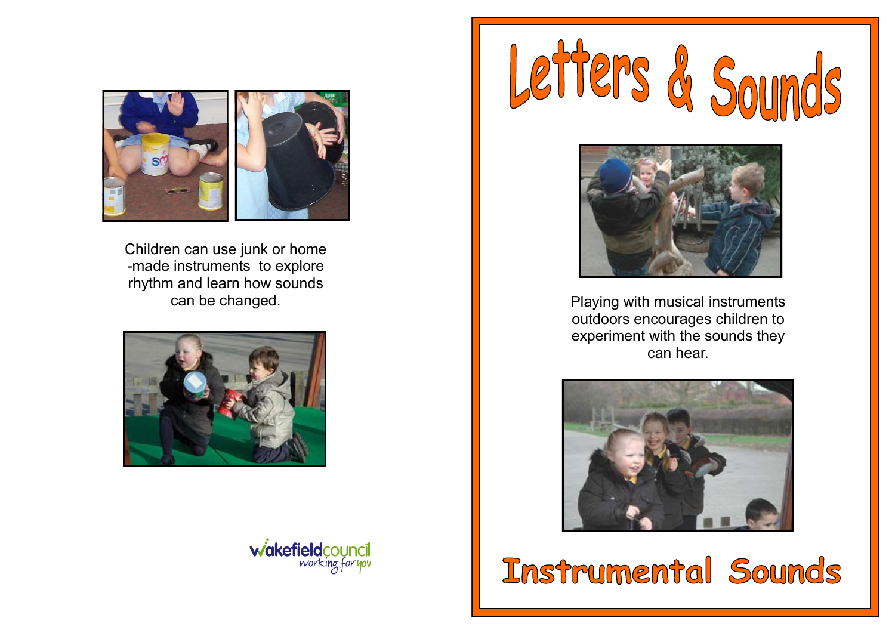Children can use junk or home-made instruments to explore rhythm and learn how sounds can be changed.

wakefieldcouncil
working for you

# Letters & Sounds

Playing with musical instruments outdoors encourages children to experiment with the sounds they can hear.

## Instrumental Sounds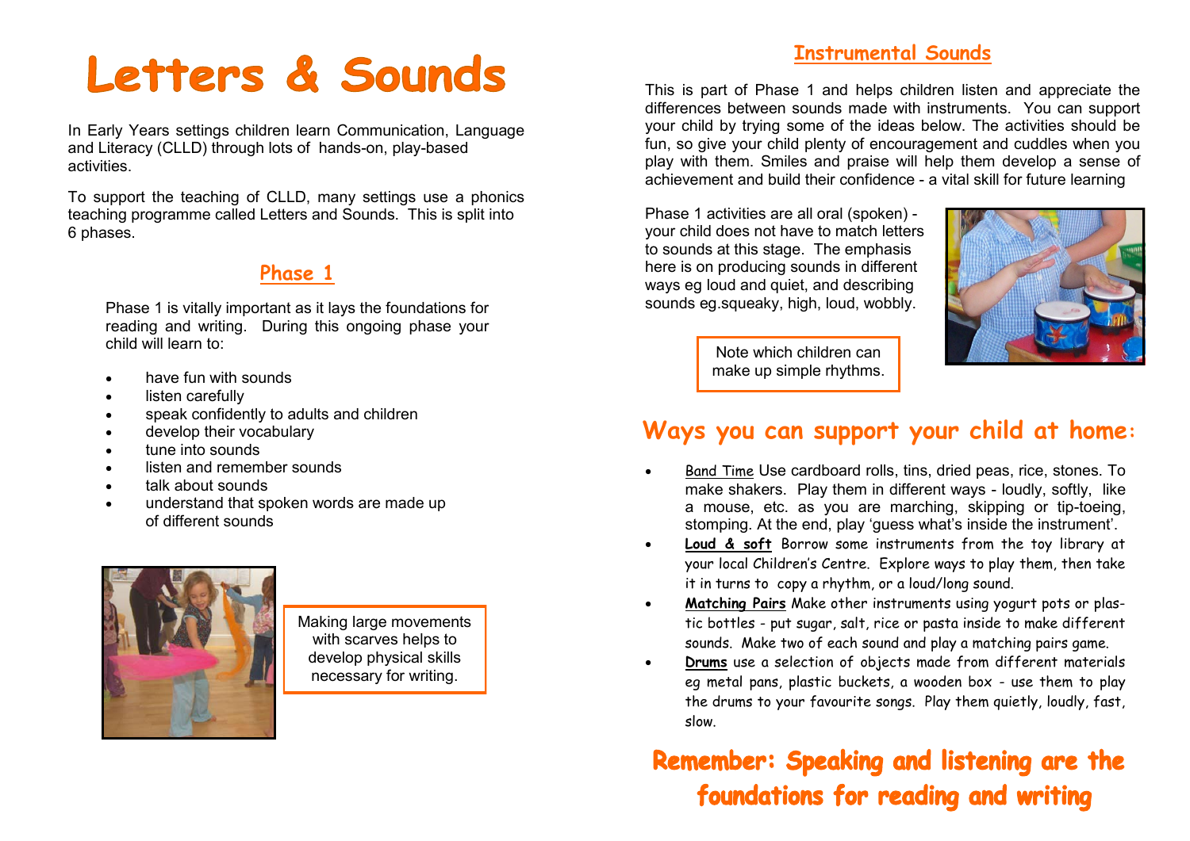# Letters & Sounds

In Early Years settings children learn Communication, Language and Literacy (CLLD) through lots of hands-on, play-based activities.

To support the teaching of CLLD, many settings use a phonics teaching programme called Letters and Sounds. This is split into 6 phases.

## Phase 1

Phase 1 is vitally important as it lays the foundations for reading and writing. During this ongoing phase your child will learn to:

- have fun with sounds
- listen carefully
- speak confidently to adults and children
- develop their vocabulary
- tune into sounds
- listen and remember sounds
- talk about sounds
- understand that spoken words are made up of different sounds

Making large movements with scarves helps to develop physical skills necessary for writing.

## Instrumental Sounds

This is part of Phase 1 and helps children listen and appreciate the differences between sounds made with instruments. You can support your child by trying some of the ideas below. The activities should be fun, so give your child plenty of encouragement and cuddles when you play with them. Smiles and praise will help them develop a sense of achievement and build their confidence - a vital skill for future learning

Phase 1 activities are all oral (spoken) - your child does not have to match letters to sounds at this stage. The emphasis here is on producing sounds in different ways eg loud and quiet, and describing sounds eg.squeaky, high, loud, wobbly.

Note which children can make up simple rhythms.

## Ways you can support your child at home:

- Band Time Use cardboard rolls, tins, dried peas, rice, stones. To make shakers. Play them in different ways - loudly, softly, like a mouse, etc. as you are marching, skipping or tip-toeing, stomping. At the end, play 'guess what's inside the instrument'.
- **Loud & soft** Borrow some instruments from the toy library at your local Children's Centre. Explore ways to play them, then take it in turns to copy a rhythm, or a loud/long sound.
- **Matching Pairs** Make other instruments using yogurt pots or plastic bottles - put sugar, salt, rice or pasta inside to make different sounds. Make two of each sound and play a matching pairs game.
- **Drums** use a selection of objects made from different materials eg metal pans, plastic buckets, a wooden box - use them to play the drums to your favourite songs. Play them quietly, loudly, fast, slow.

**Remember: Speaking and listening are the foundations for reading and writing**